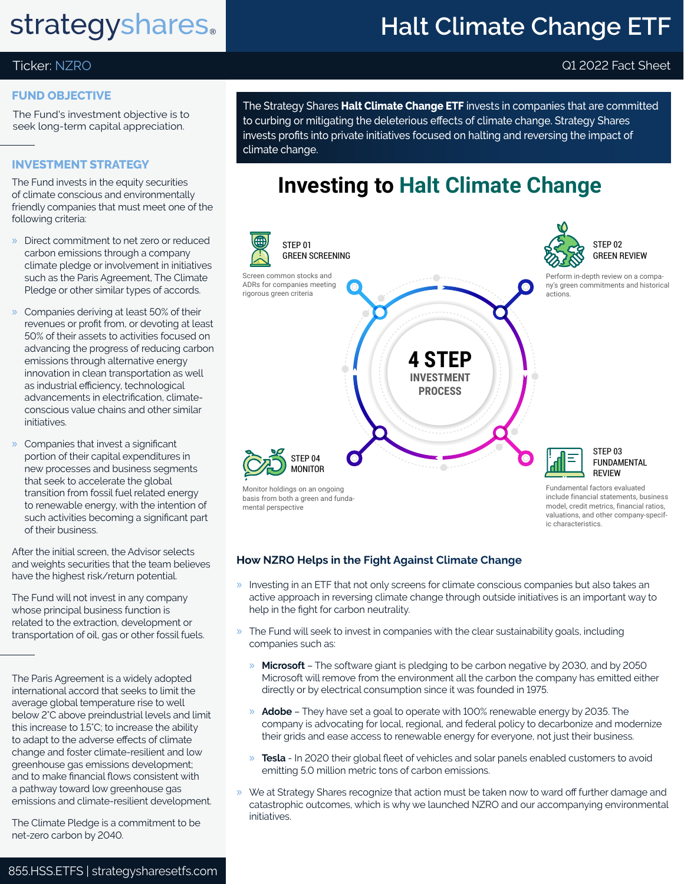# strategyshares®

# Halt Climate Change ETF

Ticker: NZRO

Q1 2022 Fact Sheet

## FUND OBJECTIVE

The Fund's investment objective is to seek long-term capital appreciation.

## INVESTMENT STRATEGY

The Fund invests in the equity securities of climate conscious and environmentally friendly companies that must meet one of the following criteria:

- Direct commitment to net zero or reduced carbon emissions through a company climate pledge or involvement in initiatives such as the Paris Agreement, The Climate Pledge or other similar types of accords.
- Companies deriving at least 50% of their revenues or profit from, or devoting at least 50% of their assets to activities focused on advancing the progress of reducing carbon emissions through alternative energy innovation in clean transportation as well as industrial efficiency, technological advancements in electrification, climate-conscious value chains and other similar initiatives.
- Companies that invest a significant portion of their capital expenditures in new processes and business segments that seek to accelerate the global transition from fossil fuel related energy to renewable energy, with the intention of such activities becoming a significant part of their business.

After the initial screen, the Advisor selects and weights securities that the team believes have the highest risk/return potential.

The Fund will not invest in any company whose principal business function is related to the extraction, development or transportation of oil, gas or other fossil fuels.

The Paris Agreement is a widely adopted international accord that seeks to limit the average global temperature rise to well below 2°C above preindustrial levels and limit this increase to 1.5°C; to increase the ability to adapt to the adverse effects of climate change and foster climate-resilient and low greenhouse gas emissions development; and to make financial flows consistent with a pathway toward low greenhouse gas emissions and climate-resilient development.

The Climate Pledge is a commitment to be net-zero carbon by 2040.

855.HSS.ETFS | strategysharesetfs.com

The Strategy Shares **Halt Climate Change ETF** invests in companies that are committed to curbing or mitigating the deleterious effects of climate change. Strategy Shares invests profits into private initiatives focused on halting and reversing the impact of climate change.

## Investing to Halt Climate Change

**4 STEP INVESTMENT PROCESS**

**STEP 01 GREEN SCREENING**
Screen common stocks and ADRs for companies meeting rigorous green criteria

**STEP 02 GREEN REVIEW**
Perform in-depth review on a company's green commitments and historical actions.

**STEP 03 FUNDAMENTAL REVIEW**
Fundamental factors evaluated include financial statements, business model, credit metrics, financial ratios, valuations, and other company-specific characteristics.

**STEP 04 MONITOR**
Monitor holdings on an ongoing basis from both a green and fundamental perspective

### How NZRO Helps in the Fight Against Climate Change

- Investing in an ETF that not only screens for climate conscious companies but also takes an active approach in reversing climate change through outside initiatives is an important way to help in the fight for carbon neutrality.
- The Fund will seek to invest in companies with the clear sustainability goals, including companies such as:
  - **Microsoft** – The software giant is pledging to be carbon negative by 2030, and by 2050 Microsoft will remove from the environment all the carbon the company has emitted either directly or by electrical consumption since it was founded in 1975.
  - **Adobe** – They have set a goal to operate with 100% renewable energy by 2035. The company is advocating for local, regional, and federal policy to decarbonize and modernize their grids and ease access to renewable energy for everyone, not just their business.
  - **Tesla** - In 2020 their global fleet of vehicles and solar panels enabled customers to avoid emitting 5.0 million metric tons of carbon emissions.
- We at Strategy Shares recognize that action must be taken now to ward off further damage and catastrophic outcomes, which is why we launched NZRO and our accompanying environmental initiatives.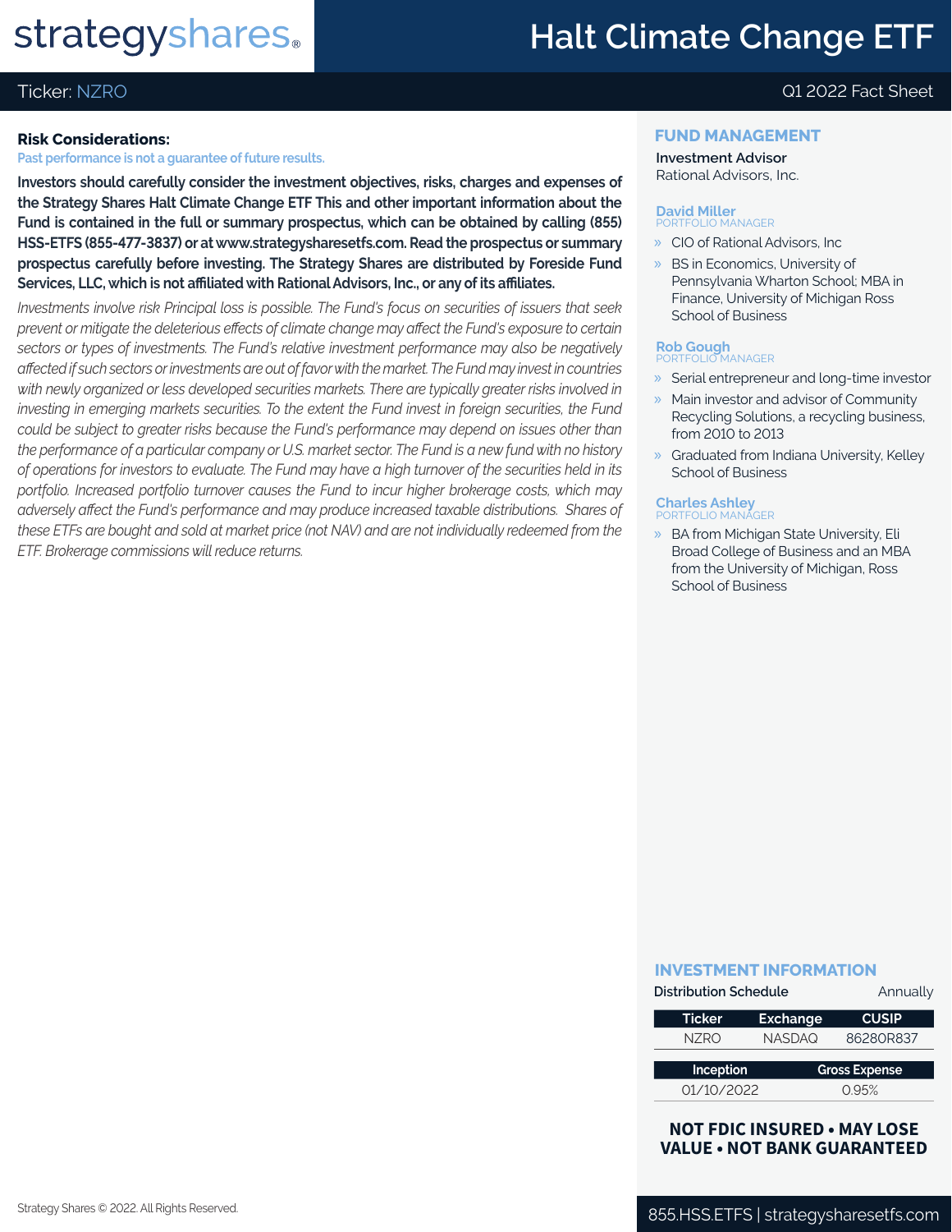# Halt Climate Change ETF

Ticker: NZRO

Q1 2022 Fact Sheet

**Risk Considerations:**

**Past performance is not a guarantee of future results.**

**Investors should carefully consider the investment objectives, risks, charges and expenses of the Strategy Shares Halt Climate Change ETF This and other important information about the Fund is contained in the full or summary prospectus, which can be obtained by calling (855) HSS-ETFS (855-477-3837) or at www.strategysharesetfs.com. Read the prospectus or summary prospectus carefully before investing. The Strategy Shares are distributed by Foreside Fund Services, LLC, which is not affiliated with Rational Advisors, Inc., or any of its affiliates.**

*Investments involve risk Principal loss is possible. The Fund's focus on securities of issuers that seek prevent or mitigate the deleterious effects of climate change may affect the Fund's exposure to certain sectors or types of investments. The Fund's relative investment performance may also be negatively affected if such sectors or investments are out of favor with the market. The Fund may invest in countries with newly organized or less developed securities markets. There are typically greater risks involved in investing in emerging markets securities. To the extent the Fund invest in foreign securities, the Fund could be subject to greater risks because the Fund's performance may depend on issues other than the performance of a particular company or U.S. market sector. The Fund is a new fund with no history of operations for investors to evaluate. The Fund may have a high turnover of the securities held in its portfolio. Increased portfolio turnover causes the Fund to incur higher brokerage costs, which may adversely affect the Fund's performance and may produce increased taxable distributions. Shares of these ETFs are bought and sold at market price (not NAV) and are not individually redeemed from the ETF. Brokerage commissions will reduce returns.*

## FUND MANAGEMENT

**Investment Advisor**
Rational Advisors, Inc.

**David Miller**
PORTFOLIO MANAGER

- CIO of Rational Advisors, Inc
- BS in Economics, University of Pennsylvania Wharton School; MBA in Finance, University of Michigan Ross School of Business

**Rob Gough**
PORTFOLIO MANAGER

- Serial entrepreneur and long-time investor
- Main investor and advisor of Community Recycling Solutions, a recycling business, from 2010 to 2013
- Graduated from Indiana University, Kelley School of Business

**Charles Ashley**
PORTFOLIO MANAGER

- BA from Michigan State University, Eli Broad College of Business and an MBA from the University of Michigan, Ross School of Business

## INVESTMENT INFORMATION

Distribution Schedule: Annually

| Ticker | Exchange | CUSIP |
|---|---|---|
| NZRO | NASDAQ | 86280R837 |

| Inception | Gross Expense |
|---|---|
| 01/10/2022 | 0.95% |

**NOT FDIC INSURED • MAY LOSE VALUE • NOT BANK GUARANTEED**

Strategy Shares © 2022. All Rights Reserved.

855.HSS.ETFS | strategysharesetfs.com